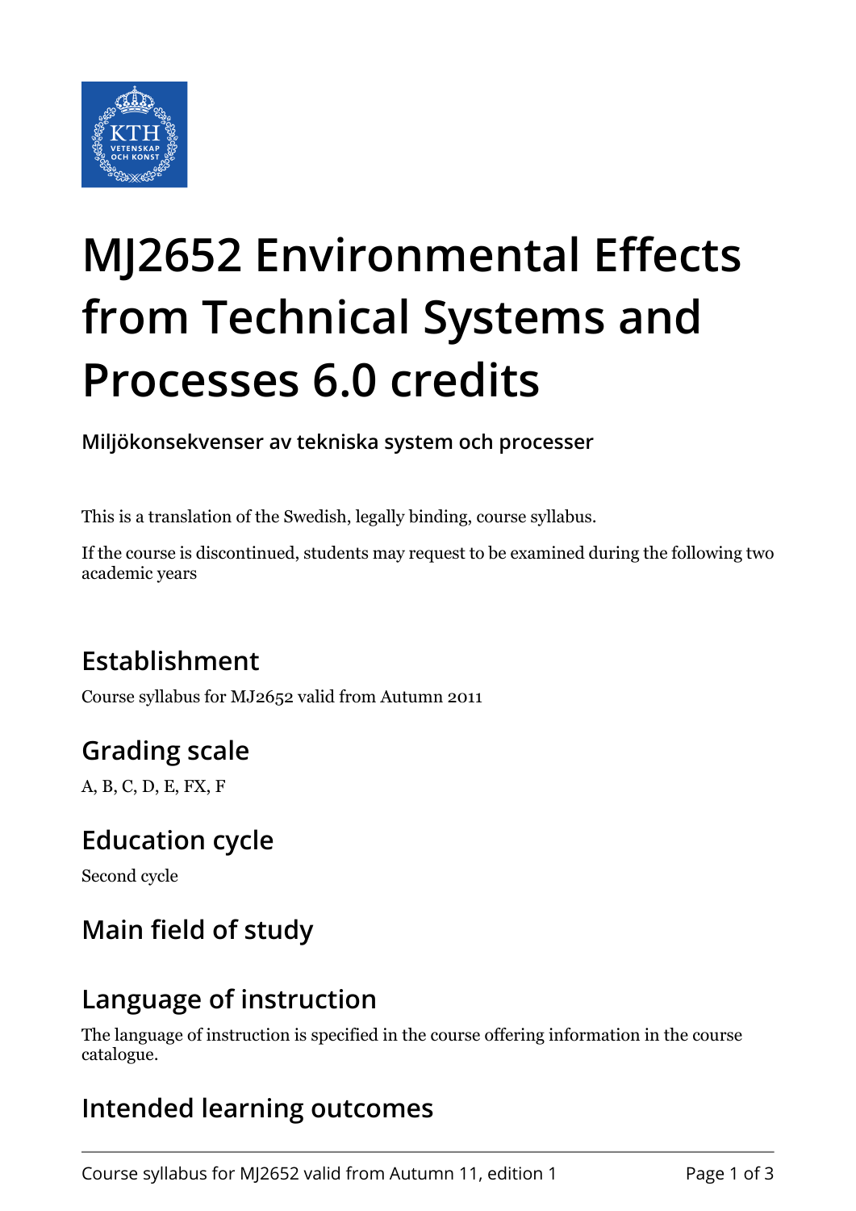# MJ2652 Environmental Effects from Technical Systems and Processes 6.0 credits

**Miljökonsekvenser av tekniska system och processer**

This is a translation of the Swedish, legally binding, course syllabus.

If the course is discontinued, students may request to be examined during the following two academic years

## Establishment

Course syllabus for MJ2652 valid from Autumn 2011

## Grading scale

A, B, C, D, E, FX, F

## Education cycle

Second cycle

## Main field of study

## Language of instruction

The language of instruction is specified in the course offering information in the course catalogue.

## Intended learning outcomes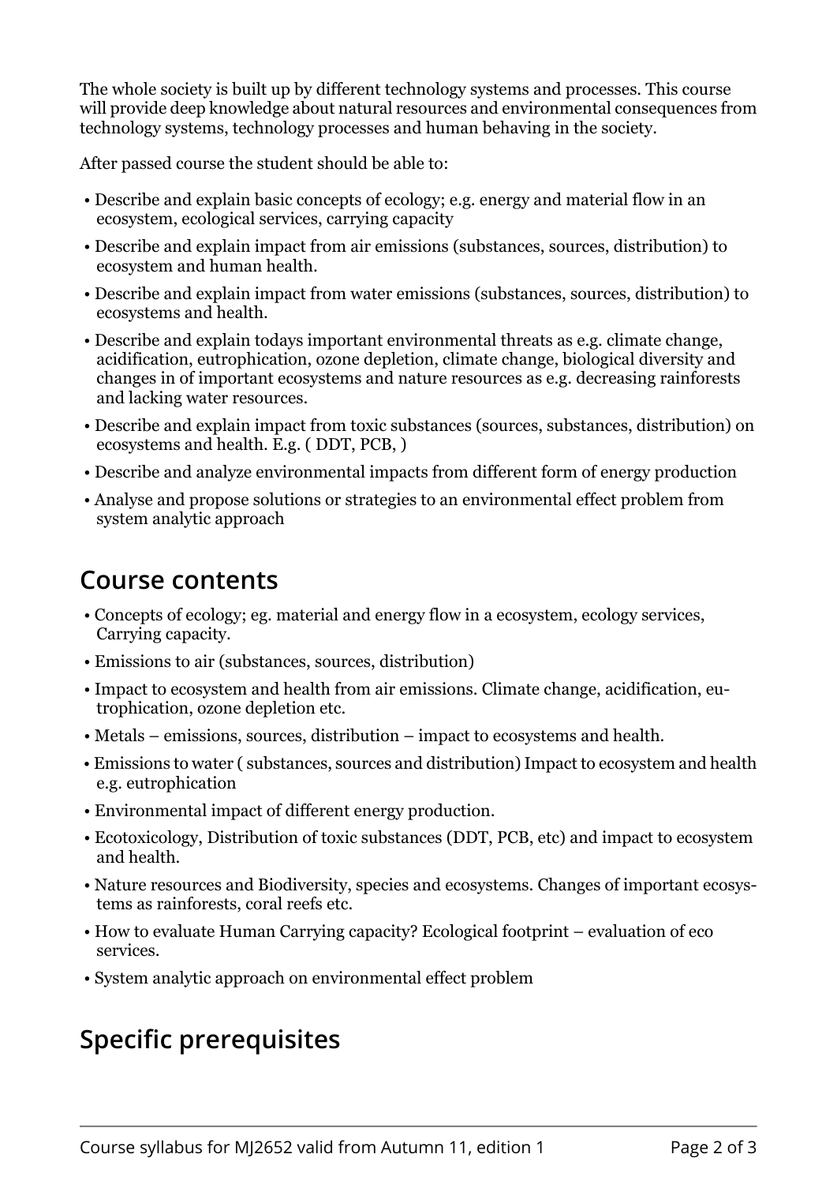The whole society is built up by different technology systems and processes. This course will provide deep knowledge about natural resources and environmental consequences from technology systems, technology processes and human behaving in the society.

After passed course the student should be able to:

- Describe and explain basic concepts of ecology; e.g. energy and material flow in an ecosystem, ecological services, carrying capacity
- Describe and explain impact from air emissions (substances, sources, distribution) to ecosystem and human health.
- Describe and explain impact from water emissions (substances, sources, distribution) to ecosystems and health.
- Describe and explain todays important environmental threats as e.g. climate change, acidification, eutrophication, ozone depletion, climate change, biological diversity and changes in of important ecosystems and nature resources as e.g. decreasing rainforests and lacking water resources.
- Describe and explain impact from toxic substances (sources, substances, distribution) on ecosystems and health. E.g. ( DDT, PCB, )
- Describe and analyze environmental impacts from different form of energy production
- Analyse and propose solutions or strategies to an environmental effect problem from system analytic approach

## Course contents

- Concepts of ecology; eg. material and energy flow in a ecosystem, ecology services, Carrying capacity.
- Emissions to air (substances, sources, distribution)
- Impact to ecosystem and health from air emissions. Climate change, acidification, eutrophication, ozone depletion etc.
- Metals – emissions, sources, distribution – impact to ecosystems and health.
- Emissions to water ( substances, sources and distribution) Impact to ecosystem and health e.g. eutrophication
- Environmental impact of different energy production.
- Ecotoxicology, Distribution of toxic substances (DDT, PCB, etc) and impact to ecosystem and health.
- Nature resources and Biodiversity, species and ecosystems. Changes of important ecosystems as rainforests, coral reefs etc.
- How to evaluate Human Carrying capacity? Ecological footprint – evaluation of eco services.
- System analytic approach on environmental effect problem

## Specific prerequisites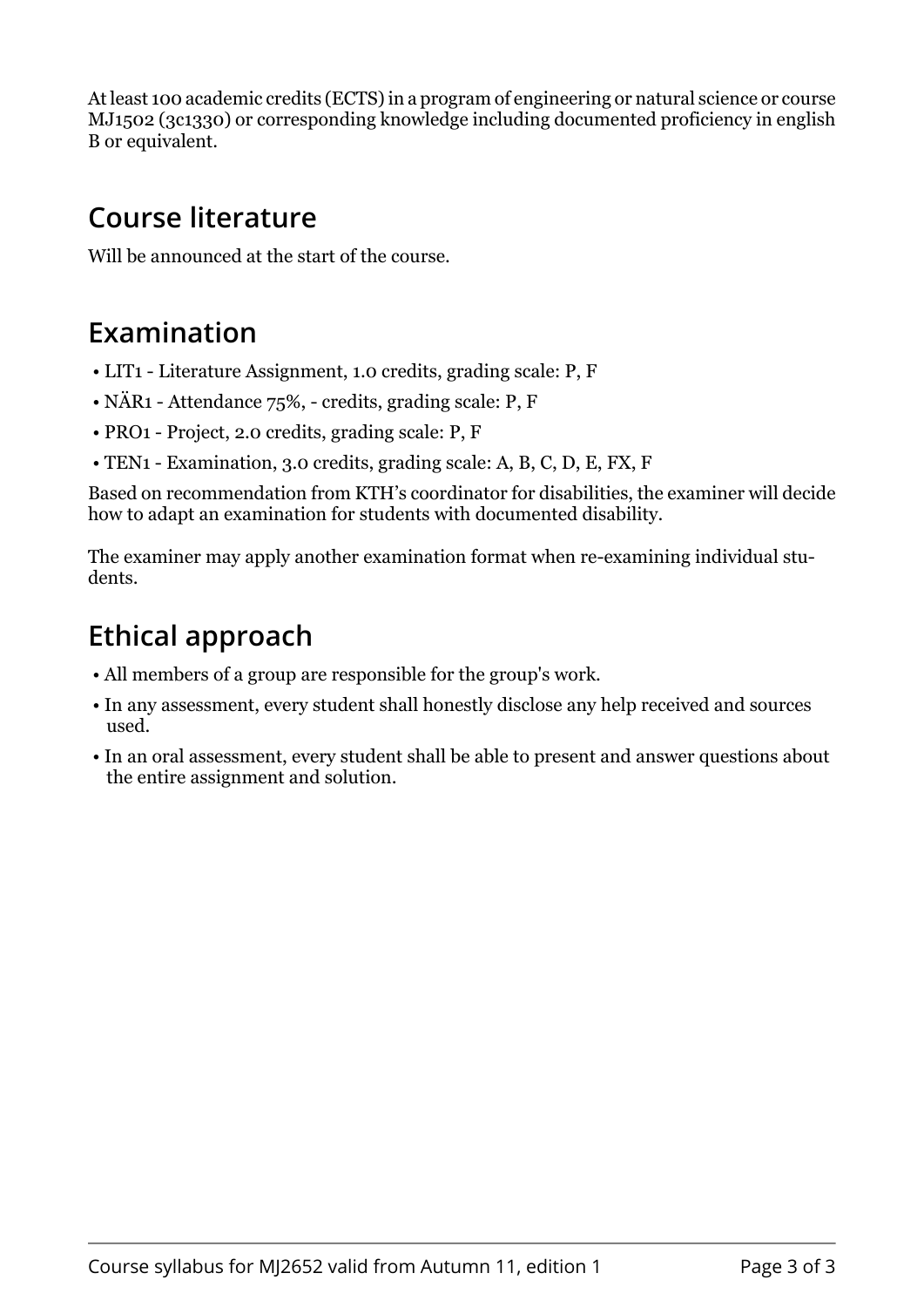At least 100 academic credits (ECTS) in a program of engineering or natural science or course MJ1502 (3c1330) or corresponding knowledge including documented proficiency in english B or equivalent.

## Course literature

Will be announced at the start of the course.

## Examination

- LIT1 - Literature Assignment, 1.0 credits, grading scale: P, F
- NÄR1 - Attendance 75%, - credits, grading scale: P, F
- PRO1 - Project, 2.0 credits, grading scale: P, F
- TEN1 - Examination, 3.0 credits, grading scale: A, B, C, D, E, FX, F

Based on recommendation from KTH's coordinator for disabilities, the examiner will decide how to adapt an examination for students with documented disability.

The examiner may apply another examination format when re-examining individual students.

## Ethical approach

- All members of a group are responsible for the group's work.
- In any assessment, every student shall honestly disclose any help received and sources used.
- In an oral assessment, every student shall be able to present and answer questions about the entire assignment and solution.